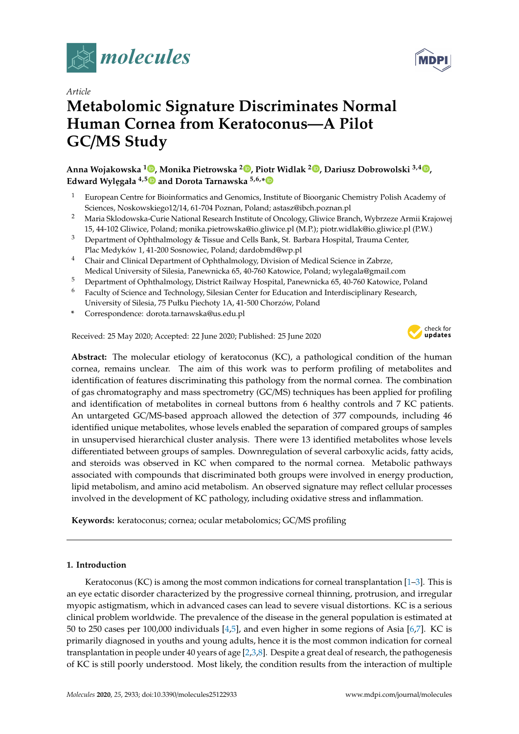*Article*

# Metabolomic Signature Discriminates Normal Human Cornea from Keratoconus—A Pilot GC/MS Study

**Anna Wojakowska [1], Monika Pietrowska [2], Piotr Widlak [2], Dariusz Dobrowolski [3,4], Edward Wylęgała [4,5] and Dorota Tarnawska [5,6,*]**

1. European Centre for Bioinformatics and Genomics, Institute of Bioorganic Chemistry Polish Academy of Sciences, Noskowskiego12/14, 61-704 Poznan, Poland; astasz@ibch.poznan.pl
2. Maria Sklodowska-Curie National Research Institute of Oncology, Gliwice Branch, Wybrzeze Armii Krajowej 15, 44-102 Gliwice, Poland; monika.pietrowska@io.gliwice.pl (M.P.); piotr.widlak@io.gliwice.pl (P.W.)
3. Department of Ophthalmology & Tissue and Cells Bank, St. Barbara Hospital, Trauma Center, Plac Medyków 1, 41-200 Sosnowiec, Poland; dardobmd@wp.pl
4. Chair and Clinical Department of Ophthalmology, Division of Medical Science in Zabrze, Medical University of Silesia, Panewnicka 65, 40-760 Katowice, Poland; wylegala@gmail.com
5. Department of Ophthalmology, District Railway Hospital, Panewnicka 65, 40-760 Katowice, Poland
6. Faculty of Science and Technology, Silesian Center for Education and Interdisciplinary Research, University of Silesia, 75 Pułku Piechoty 1A, 41-500 Chorzów, Poland

\* Correspondence: dorota.tarnawska@us.edu.pl

Received: 25 May 2020; Accepted: 22 June 2020; Published: 25 June 2020

**Abstract:** The molecular etiology of keratoconus (KC), a pathological condition of the human cornea, remains unclear. The aim of this work was to perform profiling of metabolites and identification of features discriminating this pathology from the normal cornea. The combination of gas chromatography and mass spectrometry (GC/MS) techniques has been applied for profiling and identification of metabolites in corneal buttons from 6 healthy controls and 7 KC patients. An untargeted GC/MS-based approach allowed the detection of 377 compounds, including 46 identified unique metabolites, whose levels enabled the separation of compared groups of samples in unsupervised hierarchical cluster analysis. There were 13 identified metabolites whose levels differentiated between groups of samples. Downregulation of several carboxylic acids, fatty acids, and steroids was observed in KC when compared to the normal cornea. Metabolic pathways associated with compounds that discriminated both groups were involved in energy production, lipid metabolism, and amino acid metabolism. An observed signature may reflect cellular processes involved in the development of KC pathology, including oxidative stress and inflammation.

**Keywords:** keratoconus; cornea; ocular metabolomics; GC/MS profiling

## 1. Introduction

Keratoconus (KC) is among the most common indications for corneal transplantation [1–3]. This is an eye ectatic disorder characterized by the progressive corneal thinning, protrusion, and irregular myopic astigmatism, which in advanced cases can lead to severe visual distortions. KC is a serious clinical problem worldwide. The prevalence of the disease in the general population is estimated at 50 to 250 cases per 100,000 individuals [4,5], and even higher in some regions of Asia [6,7]. KC is primarily diagnosed in youths and young adults, hence it is the most common indication for corneal transplantation in people under 40 years of age [2,3,8]. Despite a great deal of research, the pathogenesis of KC is still poorly understood. Most likely, the condition results from the interaction of multiple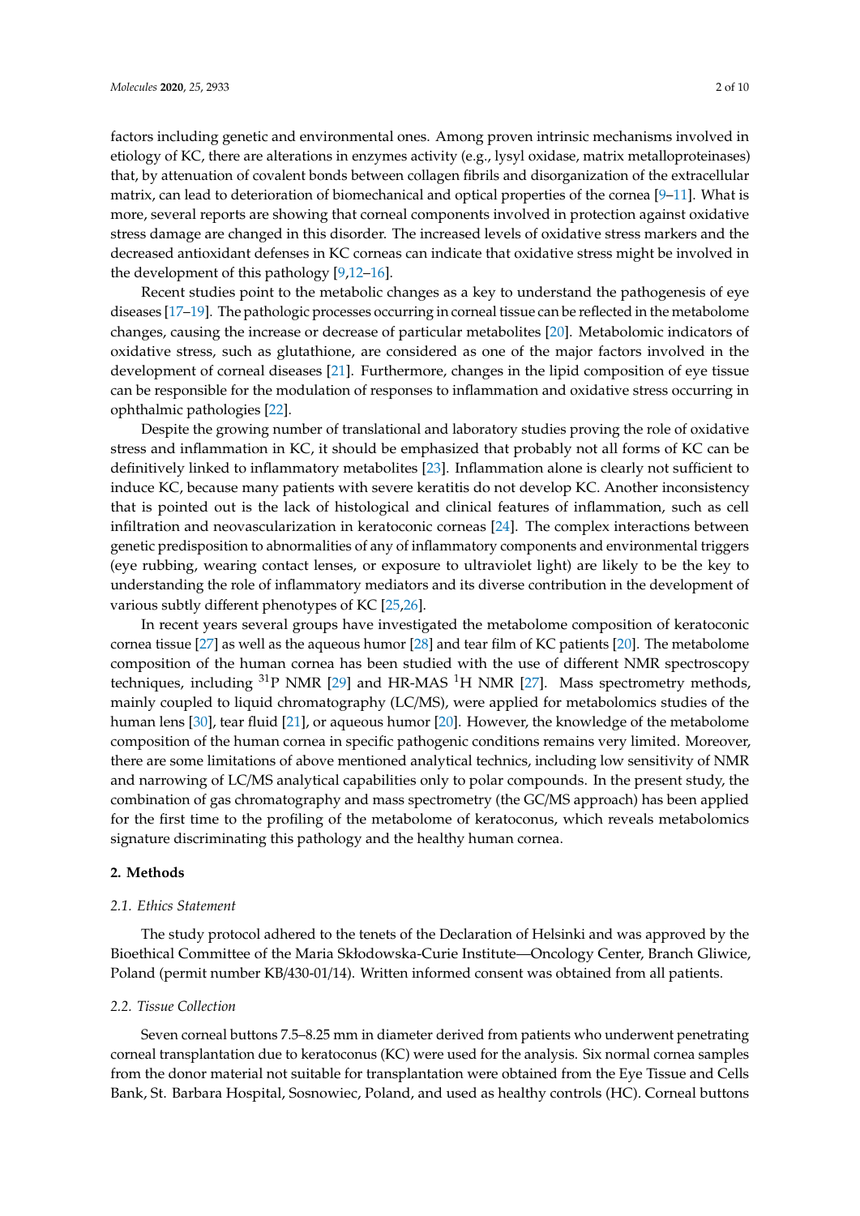factors including genetic and environmental ones. Among proven intrinsic mechanisms involved in etiology of KC, there are alterations in enzymes activity (e.g., lysyl oxidase, matrix metalloproteinases) that, by attenuation of covalent bonds between collagen fibrils and disorganization of the extracellular matrix, can lead to deterioration of biomechanical and optical properties of the cornea [9–11]. What is more, several reports are showing that corneal components involved in protection against oxidative stress damage are changed in this disorder. The increased levels of oxidative stress markers and the decreased antioxidant defenses in KC corneas can indicate that oxidative stress might be involved in the development of this pathology [9,12–16].

Recent studies point to the metabolic changes as a key to understand the pathogenesis of eye diseases [17–19]. The pathologic processes occurring in corneal tissue can be reflected in the metabolome changes, causing the increase or decrease of particular metabolites [20]. Metabolomic indicators of oxidative stress, such as glutathione, are considered as one of the major factors involved in the development of corneal diseases [21]. Furthermore, changes in the lipid composition of eye tissue can be responsible for the modulation of responses to inflammation and oxidative stress occurring in ophthalmic pathologies [22].

Despite the growing number of translational and laboratory studies proving the role of oxidative stress and inflammation in KC, it should be emphasized that probably not all forms of KC can be definitively linked to inflammatory metabolites [23]. Inflammation alone is clearly not sufficient to induce KC, because many patients with severe keratitis do not develop KC. Another inconsistency that is pointed out is the lack of histological and clinical features of inflammation, such as cell infiltration and neovascularization in keratoconic corneas [24]. The complex interactions between genetic predisposition to abnormalities of any of inflammatory components and environmental triggers (eye rubbing, wearing contact lenses, or exposure to ultraviolet light) are likely to be the key to understanding the role of inflammatory mediators and its diverse contribution in the development of various subtly different phenotypes of KC [25,26].

In recent years several groups have investigated the metabolome composition of keratoconic cornea tissue [27] as well as the aqueous humor [28] and tear film of KC patients [20]. The metabolome composition of the human cornea has been studied with the use of different NMR spectroscopy techniques, including $^{31}$P NMR [29] and HR-MAS $^{1}$H NMR [27]. Mass spectrometry methods, mainly coupled to liquid chromatography (LC/MS), were applied for metabolomics studies of the human lens [30], tear fluid [21], or aqueous humor [20]. However, the knowledge of the metabolome composition of the human cornea in specific pathogenic conditions remains very limited. Moreover, there are some limitations of above mentioned analytical technics, including low sensitivity of NMR and narrowing of LC/MS analytical capabilities only to polar compounds. In the present study, the combination of gas chromatography and mass spectrometry (the GC/MS approach) has been applied for the first time to the profiling of the metabolome of keratoconus, which reveals metabolomics signature discriminating this pathology and the healthy human cornea.

## 2. Methods

### 2.1. Ethics Statement

The study protocol adhered to the tenets of the Declaration of Helsinki and was approved by the Bioethical Committee of the Maria Skłodowska-Curie Institute—Oncology Center, Branch Gliwice, Poland (permit number KB/430-01/14). Written informed consent was obtained from all patients.

### 2.2. Tissue Collection

Seven corneal buttons 7.5–8.25 mm in diameter derived from patients who underwent penetrating corneal transplantation due to keratoconus (KC) were used for the analysis. Six normal cornea samples from the donor material not suitable for transplantation were obtained from the Eye Tissue and Cells Bank, St. Barbara Hospital, Sosnowiec, Poland, and used as healthy controls (HC). Corneal buttons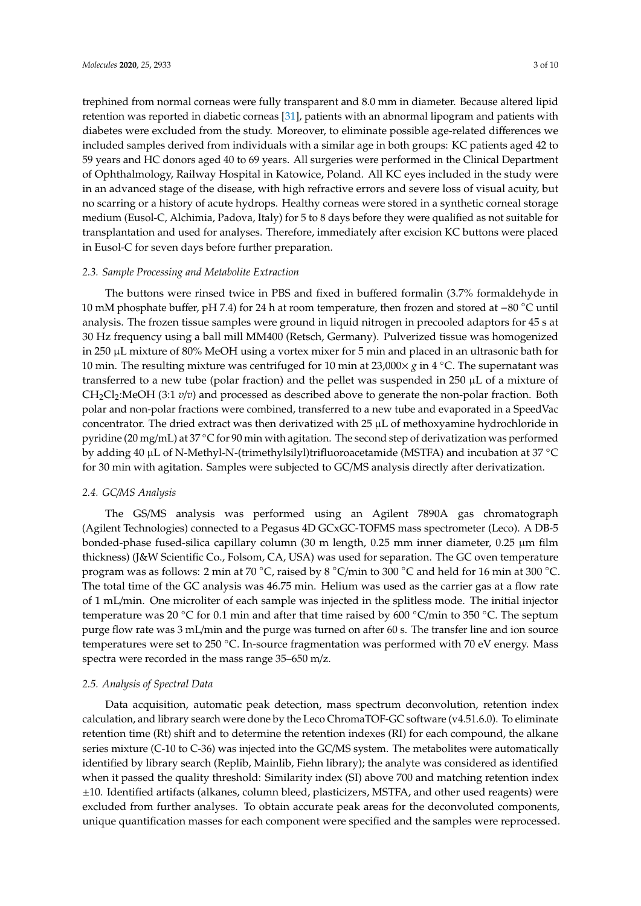trephined from normal corneas were fully transparent and 8.0 mm in diameter. Because altered lipid retention was reported in diabetic corneas [31], patients with an abnormal lipogram and patients with diabetes were excluded from the study. Moreover, to eliminate possible age-related differences we included samples derived from individuals with a similar age in both groups: KC patients aged 42 to 59 years and HC donors aged 40 to 69 years. All surgeries were performed in the Clinical Department of Ophthalmology, Railway Hospital in Katowice, Poland. All KC eyes included in the study were in an advanced stage of the disease, with high refractive errors and severe loss of visual acuity, but no scarring or a history of acute hydrops. Healthy corneas were stored in a synthetic corneal storage medium (Eusol-C, Alchimia, Padova, Italy) for 5 to 8 days before they were qualified as not suitable for transplantation and used for analyses. Therefore, immediately after excision KC buttons were placed in Eusol-C for seven days before further preparation.

### 2.3. Sample Processing and Metabolite Extraction

The buttons were rinsed twice in PBS and fixed in buffered formalin (3.7% formaldehyde in 10 mM phosphate buffer, pH 7.4) for 24 h at room temperature, then frozen and stored at −80 °C until analysis. The frozen tissue samples were ground in liquid nitrogen in precooled adaptors for 45 s at 30 Hz frequency using a ball mill MM400 (Retsch, Germany). Pulverized tissue was homogenized in 250 μL mixture of 80% MeOH using a vortex mixer for 5 min and placed in an ultrasonic bath for 10 min. The resulting mixture was centrifuged for 10 min at 23,000× *g* in 4 °C. The supernatant was transferred to a new tube (polar fraction) and the pellet was suspended in 250 μL of a mixture of $CH_2Cl_2$:MeOH (3:1 *v/v*) and processed as described above to generate the non-polar fraction. Both polar and non-polar fractions were combined, transferred to a new tube and evaporated in a SpeedVac concentrator. The dried extract was then derivatized with 25 μL of methoxyamine hydrochloride in pyridine (20 mg/mL) at 37 °C for 90 min with agitation. The second step of derivatization was performed by adding 40 μL of N-Methyl-N-(trimethylsilyl)trifluoroacetamide (MSTFA) and incubation at 37 °C for 30 min with agitation. Samples were subjected to GC/MS analysis directly after derivatization.

### 2.4. GC/MS Analysis

The GS/MS analysis was performed using an Agilent 7890A gas chromatograph (Agilent Technologies) connected to a Pegasus 4D GCxGC-TOFMS mass spectrometer (Leco). A DB-5 bonded-phase fused-silica capillary column (30 m length, 0.25 mm inner diameter, 0.25 μm film thickness) (J&W Scientific Co., Folsom, CA, USA) was used for separation. The GC oven temperature program was as follows: 2 min at 70 °C, raised by 8 °C/min to 300 °C and held for 16 min at 300 °C. The total time of the GC analysis was 46.75 min. Helium was used as the carrier gas at a flow rate of 1 mL/min. One microliter of each sample was injected in the splitless mode. The initial injector temperature was 20 °C for 0.1 min and after that time raised by 600 °C/min to 350 °C. The septum purge flow rate was 3 mL/min and the purge was turned on after 60 s. The transfer line and ion source temperatures were set to 250 °C. In-source fragmentation was performed with 70 eV energy. Mass spectra were recorded in the mass range 35–650 m/z.

### 2.5. Analysis of Spectral Data

Data acquisition, automatic peak detection, mass spectrum deconvolution, retention index calculation, and library search were done by the Leco ChromaTOF-GC software (v4.51.6.0). To eliminate retention time (Rt) shift and to determine the retention indexes (RI) for each compound, the alkane series mixture (C-10 to C-36) was injected into the GC/MS system. The metabolites were automatically identified by library search (Replib, Mainlib, Fiehn library); the analyte was considered as identified when it passed the quality threshold: Similarity index (SI) above 700 and matching retention index ±10. Identified artifacts (alkanes, column bleed, plasticizers, MSTFA, and other used reagents) were excluded from further analyses. To obtain accurate peak areas for the deconvoluted components, unique quantification masses for each component were specified and the samples were reprocessed.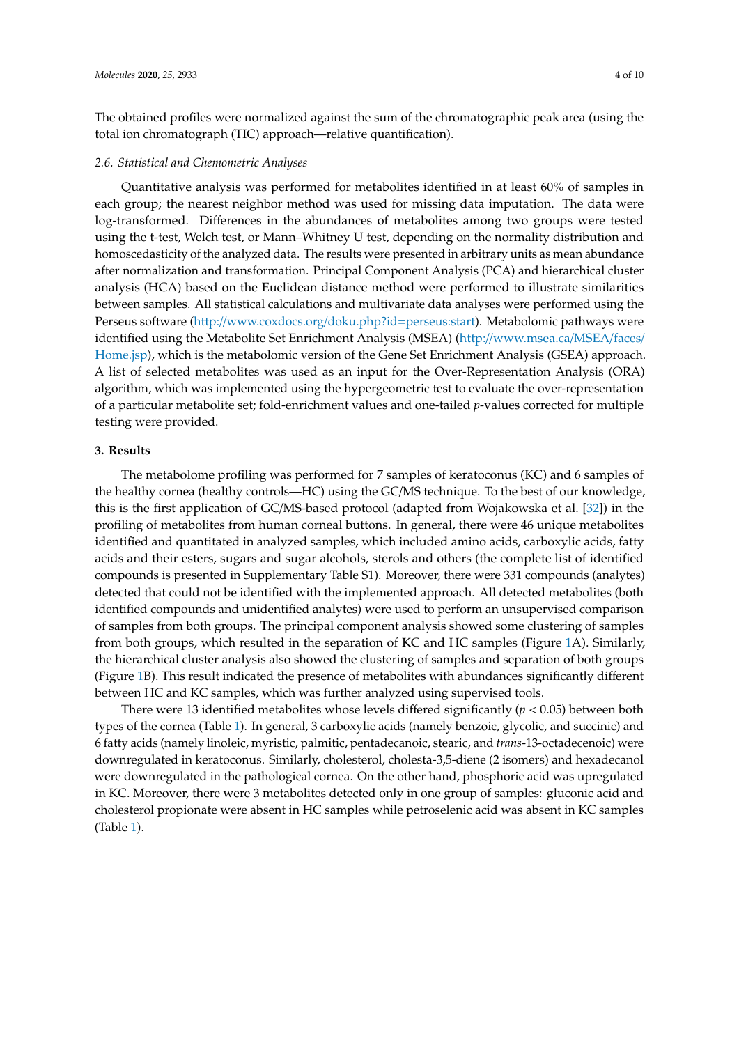The obtained profiles were normalized against the sum of the chromatographic peak area (using the total ion chromatograph (TIC) approach—relative quantification).

### 2.6. Statistical and Chemometric Analyses

Quantitative analysis was performed for metabolites identified in at least 60% of samples in each group; the nearest neighbor method was used for missing data imputation. The data were log-transformed. Differences in the abundances of metabolites among two groups were tested using the t-test, Welch test, or Mann–Whitney U test, depending on the normality distribution and homoscedasticity of the analyzed data. The results were presented in arbitrary units as mean abundance after normalization and transformation. Principal Component Analysis (PCA) and hierarchical cluster analysis (HCA) based on the Euclidean distance method were performed to illustrate similarities between samples. All statistical calculations and multivariate data analyses were performed using the Perseus software (http://www.coxdocs.org/doku.php?id=perseus:start). Metabolomic pathways were identified using the Metabolite Set Enrichment Analysis (MSEA) (http://www.msea.ca/MSEA/faces/Home.jsp), which is the metabolomic version of the Gene Set Enrichment Analysis (GSEA) approach. A list of selected metabolites was used as an input for the Over-Representation Analysis (ORA) algorithm, which was implemented using the hypergeometric test to evaluate the over-representation of a particular metabolite set; fold-enrichment values and one-tailed $p$-values corrected for multiple testing were provided.

## 3. Results

The metabolome profiling was performed for 7 samples of keratoconus (KC) and 6 samples of the healthy cornea (healthy controls—HC) using the GC/MS technique. To the best of our knowledge, this is the first application of GC/MS-based protocol (adapted from Wojakowska et al. [32]) in the profiling of metabolites from human corneal buttons. In general, there were 46 unique metabolites identified and quantitated in analyzed samples, which included amino acids, carboxylic acids, fatty acids and their esters, sugars and sugar alcohols, sterols and others (the complete list of identified compounds is presented in Supplementary Table S1). Moreover, there were 331 compounds (analytes) detected that could not be identified with the implemented approach. All detected metabolites (both identified compounds and unidentified analytes) were used to perform an unsupervised comparison of samples from both groups. The principal component analysis showed some clustering of samples from both groups, which resulted in the separation of KC and HC samples (Figure 1A). Similarly, the hierarchical cluster analysis also showed the clustering of samples and separation of both groups (Figure 1B). This result indicated the presence of metabolites with abundances significantly different between HC and KC samples, which was further analyzed using supervised tools.

There were 13 identified metabolites whose levels differed significantly ($p < 0.05$) between both types of the cornea (Table 1). In general, 3 carboxylic acids (namely benzoic, glycolic, and succinic) and 6 fatty acids (namely linoleic, myristic, palmitic, pentadecanoic, stearic, and *trans*-13-octadecenoic) were downregulated in keratoconus. Similarly, cholesterol, cholesta-3,5-diene (2 isomers) and hexadecanol were downregulated in the pathological cornea. On the other hand, phosphoric acid was upregulated in KC. Moreover, there were 3 metabolites detected only in one group of samples: gluconic acid and cholesterol propionate were absent in HC samples while petroselenic acid was absent in KC samples (Table 1).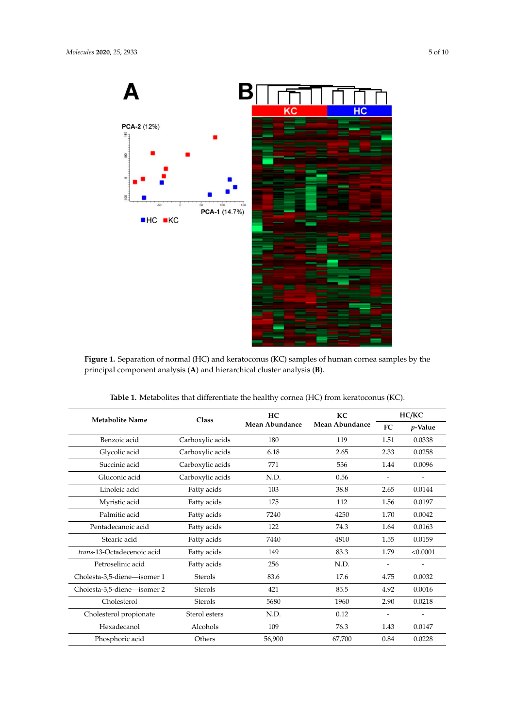**Figure 1.** Separation of normal (HC) and keratoconus (KC) samples of human cornea samples by the principal component analysis (**A**) and hierarchical cluster analysis (**B**).

**Table 1.** Metabolites that differentiate the healthy cornea (HC) from keratoconus (KC).

| Metabolite Name | Class | HC Mean Abundance | KC Mean Abundance | HC/KC | |
|---|---|---|---|---|---|
| | | | | FC | *p*-Value |
| Benzoic acid | Carboxylic acids | 180 | 119 | 1.51 | 0.0338 |
| Glycolic acid | Carboxylic acids | 6.18 | 2.65 | 2.33 | 0.0258 |
| Succinic acid | Carboxylic acids | 771 | 536 | 1.44 | 0.0096 |
| Gluconic acid | Carboxylic acids | N.D. | 0.56 | - | - |
| Linoleic acid | Fatty acids | 103 | 38.8 | 2.65 | 0.0144 |
| Myristic acid | Fatty acids | 175 | 112 | 1.56 | 0.0197 |
| Palmitic acid | Fatty acids | 7240 | 4250 | 1.70 | 0.0042 |
| Pentadecanoic acid | Fatty acids | 122 | 74.3 | 1.64 | 0.0163 |
| Stearic acid | Fatty acids | 7440 | 4810 | 1.55 | 0.0159 |
| *trans*-13-Octadecenoic acid | Fatty acids | 149 | 83.3 | 1.79 | <0.0001 |
| Petroselinic acid | Fatty acids | 256 | N.D. | - | - |
| Cholesta-3,5-diene—isomer 1 | Sterols | 83.6 | 17.6 | 4.75 | 0.0032 |
| Cholesta-3,5-diene—isomer 2 | Sterols | 421 | 85.5 | 4.92 | 0.0016 |
| Cholesterol | Sterols | 5680 | 1960 | 2.90 | 0.0218 |
| Cholesterol propionate | Sterol esters | N.D. | 0.12 | - | - |
| Hexadecanol | Alcohols | 109 | 76.3 | 1.43 | 0.0147 |
| Phosphoric acid | Others | 56,900 | 67,700 | 0.84 | 0.0228 |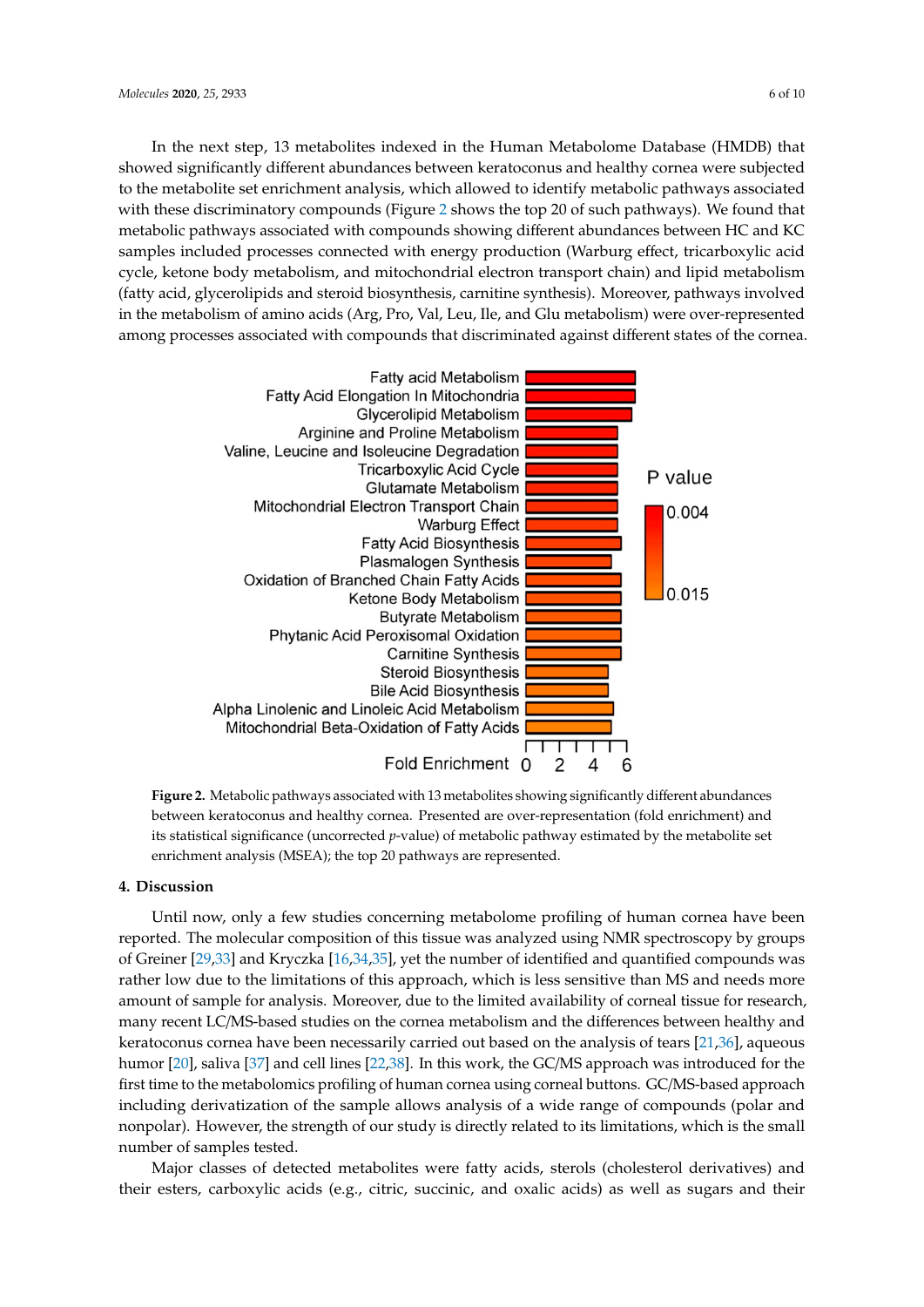In the next step, 13 metabolites indexed in the Human Metabolome Database (HMDB) that showed significantly different abundances between keratoconus and healthy cornea were subjected to the metabolite set enrichment analysis, which allowed to identify metabolic pathways associated with these discriminatory compounds (Figure 2 shows the top 20 of such pathways). We found that metabolic pathways associated with compounds showing different abundances between HC and KC samples included processes connected with energy production (Warburg effect, tricarboxylic acid cycle, ketone body metabolism, and mitochondrial electron transport chain) and lipid metabolism (fatty acid, glycerolipids and steroid biosynthesis, carnitine synthesis). Moreover, pathways involved in the metabolism of amino acids (Arg, Pro, Val, Leu, Ile, and Glu metabolism) were over-represented among processes associated with compounds that discriminated against different states of the cornea.

**Figure 2.** Metabolic pathways associated with 13 metabolites showing significantly different abundances between keratoconus and healthy cornea. Presented are over-representation (fold enrichment) and its statistical significance (uncorrected *p*-value) of metabolic pathway estimated by the metabolite set enrichment analysis (MSEA); the top 20 pathways are represented.

## 4. Discussion

Until now, only a few studies concerning metabolome profiling of human cornea have been reported. The molecular composition of this tissue was analyzed using NMR spectroscopy by groups of Greiner [29,33] and Kryczka [16,34,35], yet the number of identified and quantified compounds was rather low due to the limitations of this approach, which is less sensitive than MS and needs more amount of sample for analysis. Moreover, due to the limited availability of corneal tissue for research, many recent LC/MS-based studies on the cornea metabolism and the differences between healthy and keratoconus cornea have been necessarily carried out based on the analysis of tears [21,36], aqueous humor [20], saliva [37] and cell lines [22,38]. In this work, the GC/MS approach was introduced for the first time to the metabolomics profiling of human cornea using corneal buttons. GC/MS-based approach including derivatization of the sample allows analysis of a wide range of compounds (polar and nonpolar). However, the strength of our study is directly related to its limitations, which is the small number of samples tested.

Major classes of detected metabolites were fatty acids, sterols (cholesterol derivatives) and their esters, carboxylic acids (e.g., citric, succinic, and oxalic acids) as well as sugars and their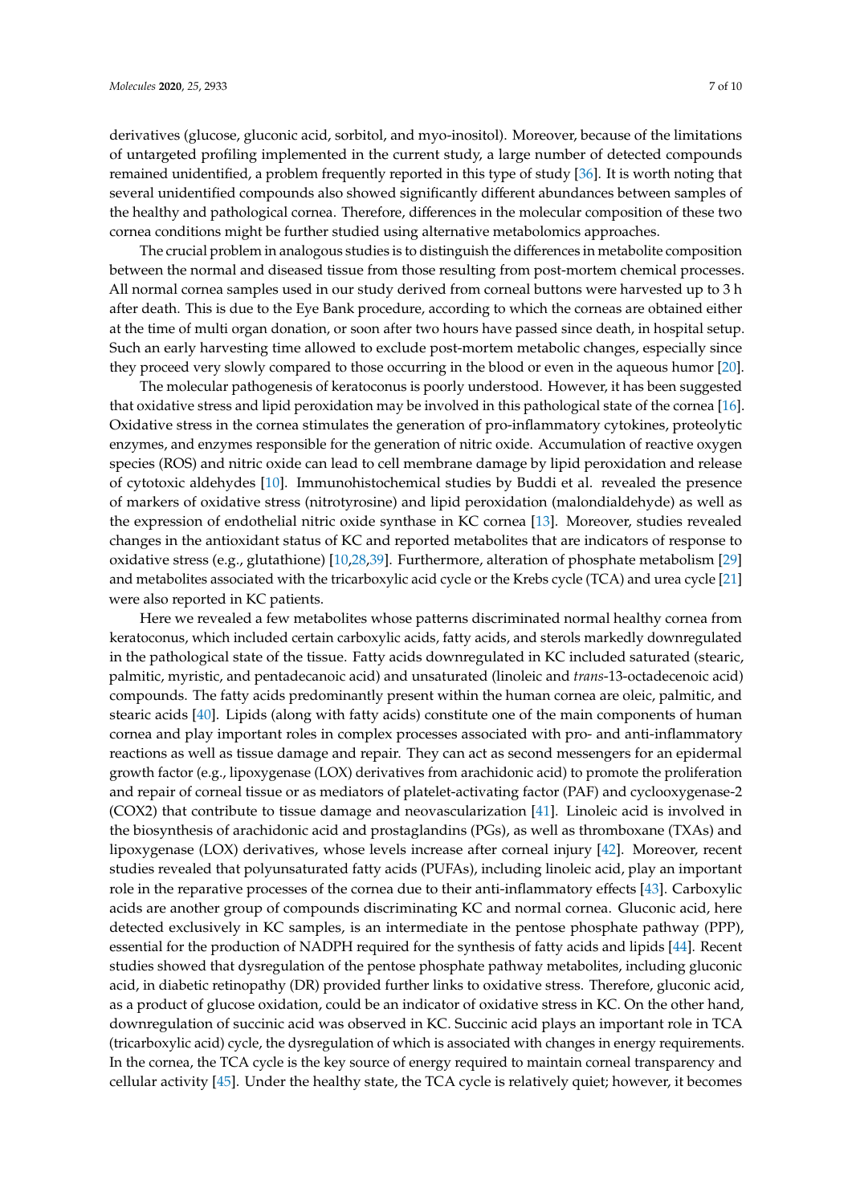derivatives (glucose, gluconic acid, sorbitol, and myo-inositol). Moreover, because of the limitations of untargeted profiling implemented in the current study, a large number of detected compounds remained unidentified, a problem frequently reported in this type of study [36]. It is worth noting that several unidentified compounds also showed significantly different abundances between samples of the healthy and pathological cornea. Therefore, differences in the molecular composition of these two cornea conditions might be further studied using alternative metabolomics approaches.

The crucial problem in analogous studies is to distinguish the differences in metabolite composition between the normal and diseased tissue from those resulting from post-mortem chemical processes. All normal cornea samples used in our study derived from corneal buttons were harvested up to 3 h after death. This is due to the Eye Bank procedure, according to which the corneas are obtained either at the time of multi organ donation, or soon after two hours have passed since death, in hospital setup. Such an early harvesting time allowed to exclude post-mortem metabolic changes, especially since they proceed very slowly compared to those occurring in the blood or even in the aqueous humor [20].

The molecular pathogenesis of keratoconus is poorly understood. However, it has been suggested that oxidative stress and lipid peroxidation may be involved in this pathological state of the cornea [16]. Oxidative stress in the cornea stimulates the generation of pro-inflammatory cytokines, proteolytic enzymes, and enzymes responsible for the generation of nitric oxide. Accumulation of reactive oxygen species (ROS) and nitric oxide can lead to cell membrane damage by lipid peroxidation and release of cytotoxic aldehydes [10]. Immunohistochemical studies by Buddi et al. revealed the presence of markers of oxidative stress (nitrotyrosine) and lipid peroxidation (malondialdehyde) as well as the expression of endothelial nitric oxide synthase in KC cornea [13]. Moreover, studies revealed changes in the antioxidant status of KC and reported metabolites that are indicators of response to oxidative stress (e.g., glutathione) [10,28,39]. Furthermore, alteration of phosphate metabolism [29] and metabolites associated with the tricarboxylic acid cycle or the Krebs cycle (TCA) and urea cycle [21] were also reported in KC patients.

Here we revealed a few metabolites whose patterns discriminated normal healthy cornea from keratoconus, which included certain carboxylic acids, fatty acids, and sterols markedly downregulated in the pathological state of the tissue. Fatty acids downregulated in KC included saturated (stearic, palmitic, myristic, and pentadecanoic acid) and unsaturated (linoleic and *trans*-13-octadecenoic acid) compounds. The fatty acids predominantly present within the human cornea are oleic, palmitic, and stearic acids [40]. Lipids (along with fatty acids) constitute one of the main components of human cornea and play important roles in complex processes associated with pro- and anti-inflammatory reactions as well as tissue damage and repair. They can act as second messengers for an epidermal growth factor (e.g., lipoxygenase (LOX) derivatives from arachidonic acid) to promote the proliferation and repair of corneal tissue or as mediators of platelet-activating factor (PAF) and cyclooxygenase-2 (COX2) that contribute to tissue damage and neovascularization [41]. Linoleic acid is involved in the biosynthesis of arachidonic acid and prostaglandins (PGs), as well as thromboxane (TXAs) and lipoxygenase (LOX) derivatives, whose levels increase after corneal injury [42]. Moreover, recent studies revealed that polyunsaturated fatty acids (PUFAs), including linoleic acid, play an important role in the reparative processes of the cornea due to their anti-inflammatory effects [43]. Carboxylic acids are another group of compounds discriminating KC and normal cornea. Gluconic acid, here detected exclusively in KC samples, is an intermediate in the pentose phosphate pathway (PPP), essential for the production of NADPH required for the synthesis of fatty acids and lipids [44]. Recent studies showed that dysregulation of the pentose phosphate pathway metabolites, including gluconic acid, in diabetic retinopathy (DR) provided further links to oxidative stress. Therefore, gluconic acid, as a product of glucose oxidation, could be an indicator of oxidative stress in KC. On the other hand, downregulation of succinic acid was observed in KC. Succinic acid plays an important role in TCA (tricarboxylic acid) cycle, the dysregulation of which is associated with changes in energy requirements. In the cornea, the TCA cycle is the key source of energy required to maintain corneal transparency and cellular activity [45]. Under the healthy state, the TCA cycle is relatively quiet; however, it becomes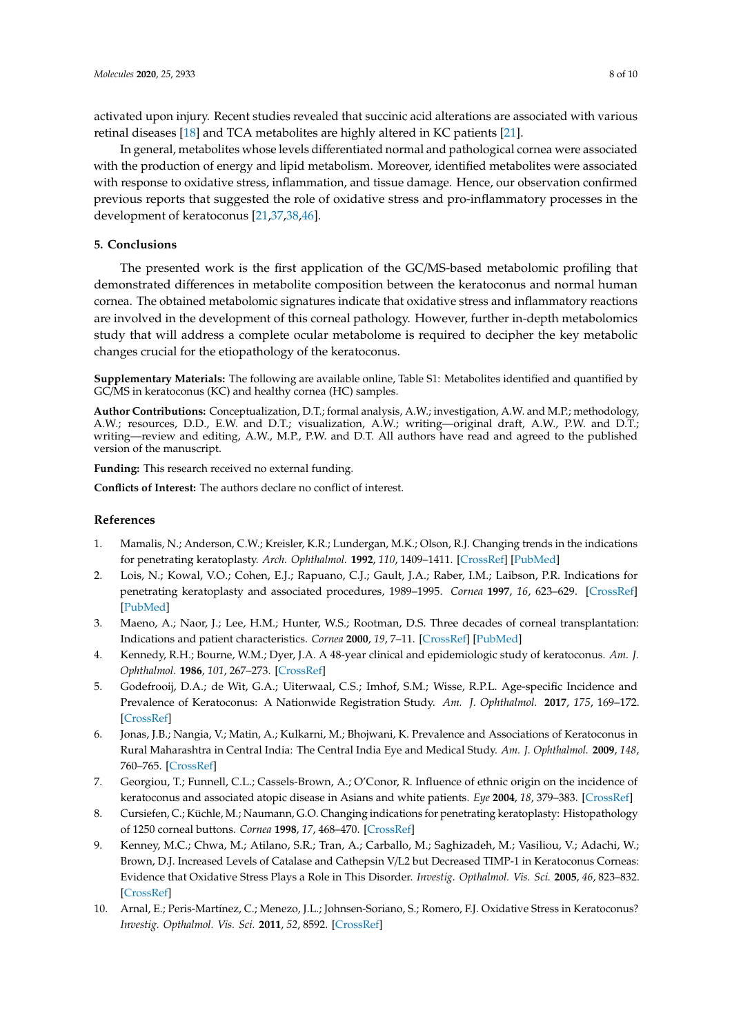activated upon injury. Recent studies revealed that succinic acid alterations are associated with various retinal diseases [18] and TCA metabolites are highly altered in KC patients [21].

In general, metabolites whose levels differentiated normal and pathological cornea were associated with the production of energy and lipid metabolism. Moreover, identified metabolites were associated with response to oxidative stress, inflammation, and tissue damage. Hence, our observation confirmed previous reports that suggested the role of oxidative stress and pro-inflammatory processes in the development of keratoconus [21,37,38,46].

## 5. Conclusions

The presented work is the first application of the GC/MS-based metabolomic profiling that demonstrated differences in metabolite composition between the keratoconus and normal human cornea. The obtained metabolomic signatures indicate that oxidative stress and inflammatory reactions are involved in the development of this corneal pathology. However, further in-depth metabolomics study that will address a complete ocular metabolome is required to decipher the key metabolic changes crucial for the etiopathology of the keratoconus.

**Supplementary Materials:** The following are available online, Table S1: Metabolites identified and quantified by GC/MS in keratoconus (KC) and healthy cornea (HC) samples.

**Author Contributions:** Conceptualization, D.T.; formal analysis, A.W.; investigation, A.W. and M.P.; methodology, A.W.; resources, D.D., E.W. and D.T.; visualization, A.W.; writing—original draft, A.W., P.W. and D.T.; writing—review and editing, A.W., M.P., P.W. and D.T. All authors have read and agreed to the published version of the manuscript.

**Funding:** This research received no external funding.

**Conflicts of Interest:** The authors declare no conflict of interest.

## References

1. Mamalis, N.; Anderson, C.W.; Kreisler, K.R.; Lundergan, M.K.; Olson, R.J. Changing trends in the indications for penetrating keratoplasty. *Arch. Ophthalmol.* **1992**, *110*, 1409–1411. [CrossRef] [PubMed]
2. Lois, N.; Kowal, V.O.; Cohen, E.J.; Rapuano, C.J.; Gault, J.A.; Raber, I.M.; Laibson, P.R. Indications for penetrating keratoplasty and associated procedures, 1989–1995. *Cornea* **1997**, *16*, 623–629. [CrossRef] [PubMed]
3. Maeno, A.; Naor, J.; Lee, H.M.; Hunter, W.S.; Rootman, D.S. Three decades of corneal transplantation: Indications and patient characteristics. *Cornea* **2000**, *19*, 7–11. [CrossRef] [PubMed]
4. Kennedy, R.H.; Bourne, W.M.; Dyer, J.A. A 48-year clinical and epidemiologic study of keratoconus. *Am. J. Ophthalmol.* **1986**, *101*, 267–273. [CrossRef]
5. Godefrooij, D.A.; de Wit, G.A.; Uiterwaal, C.S.; Imhof, S.M.; Wisse, R.P.L. Age-specific Incidence and Prevalence of Keratoconus: A Nationwide Registration Study. *Am. J. Ophthalmol.* **2017**, *175*, 169–172. [CrossRef]
6. Jonas, J.B.; Nangia, V.; Matin, A.; Kulkarni, M.; Bhojwani, K. Prevalence and Associations of Keratoconus in Rural Maharashtra in Central India: The Central India Eye and Medical Study. *Am. J. Ophthalmol.* **2009**, *148*, 760–765. [CrossRef]
7. Georgiou, T.; Funnell, C.L.; Cassels-Brown, A.; O'Conor, R. Influence of ethnic origin on the incidence of keratoconus and associated atopic disease in Asians and white patients. *Eye* **2004**, *18*, 379–383. [CrossRef]
8. Cursiefen, C.; Küchle, M.; Naumann, G.O. Changing indications for penetrating keratoplasty: Histopathology of 1250 corneal buttons. *Cornea* **1998**, *17*, 468–470. [CrossRef]
9. Kenney, M.C.; Chwa, M.; Atilano, S.R.; Tran, A.; Carballo, M.; Saghizadeh, M.; Vasiliou, V.; Adachi, W.; Brown, D.J. Increased Levels of Catalase and Cathepsin V/L2 but Decreased TIMP-1 in Keratoconus Corneas: Evidence that Oxidative Stress Plays a Role in This Disorder. *Investig. Opthalmol. Vis. Sci.* **2005**, *46*, 823–832. [CrossRef]
10. Arnal, E.; Peris-Martínez, C.; Menezo, J.L.; Johnsen-Soriano, S.; Romero, F.J. Oxidative Stress in Keratoconus? *Investig. Opthalmol. Vis. Sci.* **2011**, *52*, 8592. [CrossRef]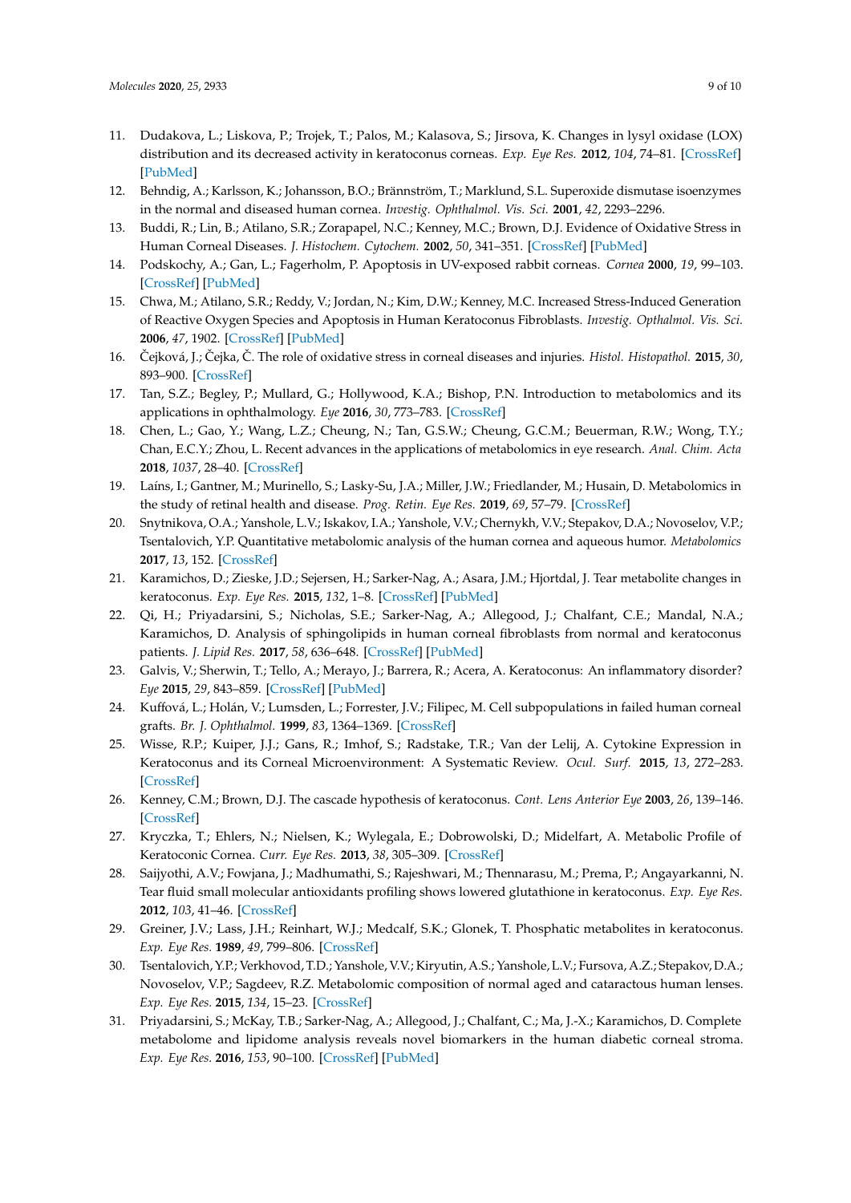11. Dudakova, L.; Liskova, P.; Trojek, T.; Palos, M.; Kalasova, S.; Jirsova, K. Changes in lysyl oxidase (LOX) distribution and its decreased activity in keratoconus corneas. *Exp. Eye Res.* **2012**, *104*, 74–81. [CrossRef] [PubMed]
12. Behndig, A.; Karlsson, K.; Johansson, B.O.; Brännström, T.; Marklund, S.L. Superoxide dismutase isoenzymes in the normal and diseased human cornea. *Investig. Ophthalmol. Vis. Sci.* **2001**, *42*, 2293–2296.
13. Buddi, R.; Lin, B.; Atilano, S.R.; Zorapapel, N.C.; Kenney, M.C.; Brown, D.J. Evidence of Oxidative Stress in Human Corneal Diseases. *J. Histochem. Cytochem.* **2002**, *50*, 341–351. [CrossRef] [PubMed]
14. Podskochy, A.; Gan, L.; Fagerholm, P. Apoptosis in UV-exposed rabbit corneas. *Cornea* **2000**, *19*, 99–103. [CrossRef] [PubMed]
15. Chwa, M.; Atilano, S.R.; Reddy, V.; Jordan, N.; Kim, D.W.; Kenney, M.C. Increased Stress-Induced Generation of Reactive Oxygen Species and Apoptosis in Human Keratoconus Fibroblasts. *Investig. Opthalmol. Vis. Sci.* **2006**, *47*, 1902. [CrossRef] [PubMed]
16. Čejková, J.; Čejka, Č. The role of oxidative stress in corneal diseases and injuries. *Histol. Histopathol.* **2015**, *30*, 893–900. [CrossRef]
17. Tan, S.Z.; Begley, P.; Mullard, G.; Hollywood, K.A.; Bishop, P.N. Introduction to metabolomics and its applications in ophthalmology. *Eye* **2016**, *30*, 773–783. [CrossRef]
18. Chen, L.; Gao, Y.; Wang, L.Z.; Cheung, N.; Tan, G.S.W.; Cheung, G.C.M.; Beuerman, R.W.; Wong, T.Y.; Chan, E.C.Y.; Zhou, L. Recent advances in the applications of metabolomics in eye research. *Anal. Chim. Acta* **2018**, *1037*, 28–40. [CrossRef]
19. Laíns, I.; Gantner, M.; Murinello, S.; Lasky-Su, J.A.; Miller, J.W.; Friedlander, M.; Husain, D. Metabolomics in the study of retinal health and disease. *Prog. Retin. Eye Res.* **2019**, *69*, 57–79. [CrossRef]
20. Snytnikova, O.A.; Yanshole, L.V.; Iskakov, I.A.; Yanshole, V.V.; Chernykh, V.V.; Stepakov, D.A.; Novoselov, V.P.; Tsentalovich, Y.P. Quantitative metabolomic analysis of the human cornea and aqueous humor. *Metabolomics* **2017**, *13*, 152. [CrossRef]
21. Karamichos, D.; Zieske, J.D.; Sejersen, H.; Sarker-Nag, A.; Asara, J.M.; Hjortdal, J. Tear metabolite changes in keratoconus. *Exp. Eye Res.* **2015**, *132*, 1–8. [CrossRef] [PubMed]
22. Qi, H.; Priyadarsini, S.; Nicholas, S.E.; Sarker-Nag, A.; Allegood, J.; Chalfant, C.E.; Mandal, N.A.; Karamichos, D. Analysis of sphingolipids in human corneal fibroblasts from normal and keratoconus patients. *J. Lipid Res.* **2017**, *58*, 636–648. [CrossRef] [PubMed]
23. Galvis, V.; Sherwin, T.; Tello, A.; Merayo, J.; Barrera, R.; Acera, A. Keratoconus: An inflammatory disorder? *Eye* **2015**, *29*, 843–859. [CrossRef] [PubMed]
24. Kuffová, L.; Holán, V.; Lumsden, L.; Forrester, J.V.; Filipec, M. Cell subpopulations in failed human corneal grafts. *Br. J. Ophthalmol.* **1999**, *83*, 1364–1369. [CrossRef]
25. Wisse, R.P.; Kuiper, J.J.; Gans, R.; Imhof, S.; Radstake, T.R.; Van der Lelij, A. Cytokine Expression in Keratoconus and its Corneal Microenvironment: A Systematic Review. *Ocul. Surf.* **2015**, *13*, 272–283. [CrossRef]
26. Kenney, C.M.; Brown, D.J. The cascade hypothesis of keratoconus. *Cont. Lens Anterior Eye* **2003**, *26*, 139–146. [CrossRef]
27. Kryczka, T.; Ehlers, N.; Nielsen, K.; Wylegala, E.; Dobrowolski, D.; Midelfart, A. Metabolic Profile of Keratoconic Cornea. *Curr. Eye Res.* **2013**, *38*, 305–309. [CrossRef]
28. Saijyothi, A.V.; Fowjana, J.; Madhumathi, S.; Rajeshwari, M.; Thennarasu, M.; Prema, P.; Angayarkanni, N. Tear fluid small molecular antioxidants profiling shows lowered glutathione in keratoconus. *Exp. Eye Res.* **2012**, *103*, 41–46. [CrossRef]
29. Greiner, J.V.; Lass, J.H.; Reinhart, W.J.; Medcalf, S.K.; Glonek, T. Phosphatic metabolites in keratoconus. *Exp. Eye Res.* **1989**, *49*, 799–806. [CrossRef]
30. Tsentalovich, Y.P.; Verkhovod, T.D.; Yanshole, V.V.; Kiryutin, A.S.; Yanshole, L.V.; Fursova, A.Z.; Stepakov, D.A.; Novoselov, V.P.; Sagdeev, R.Z. Metabolomic composition of normal aged and cataractous human lenses. *Exp. Eye Res.* **2015**, *134*, 15–23. [CrossRef]
31. Priyadarsini, S.; McKay, T.B.; Sarker-Nag, A.; Allegood, J.; Chalfant, C.; Ma, J.-X.; Karamichos, D. Complete metabolome and lipidome analysis reveals novel biomarkers in the human diabetic corneal stroma. *Exp. Eye Res.* **2016**, *153*, 90–100. [CrossRef] [PubMed]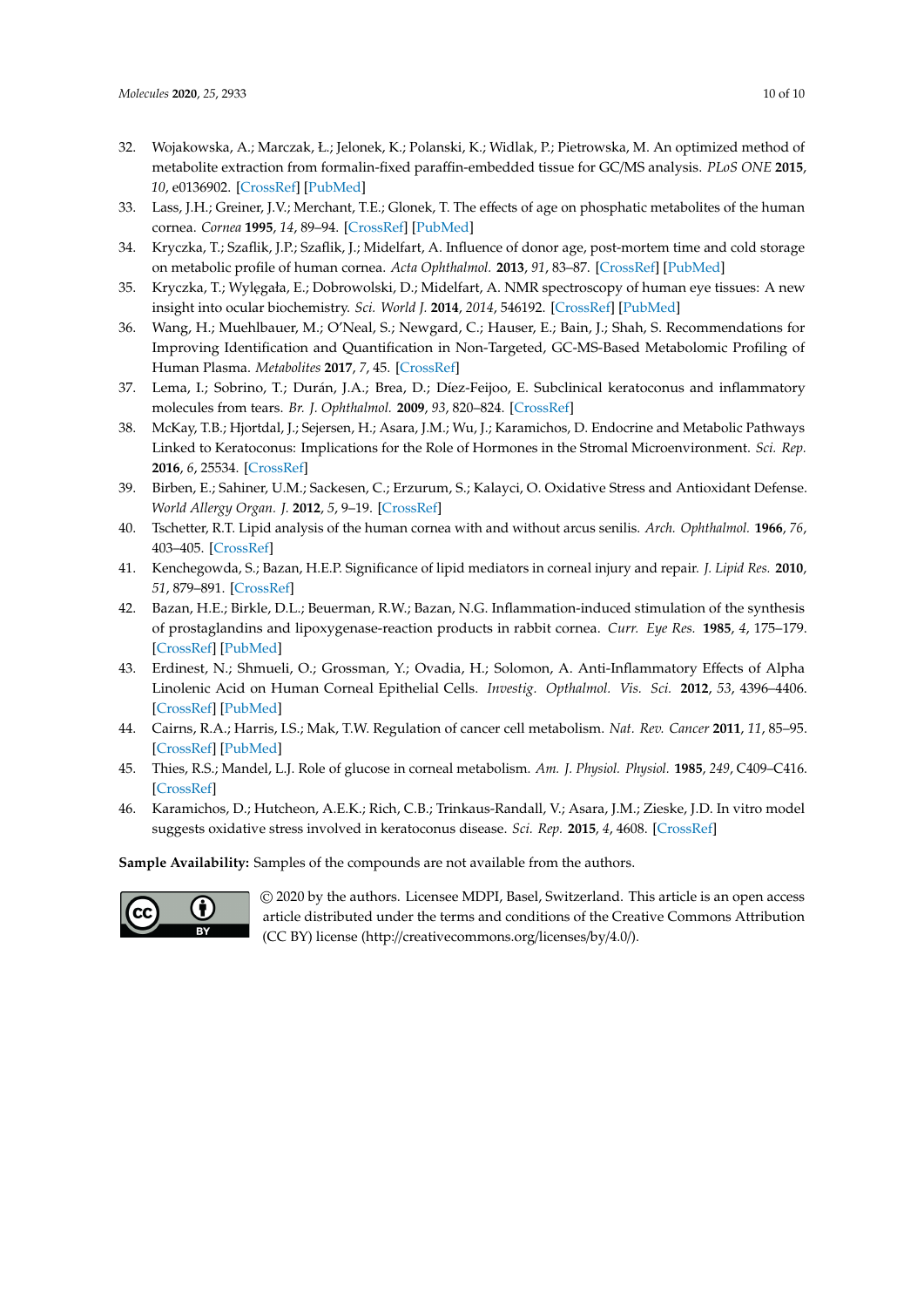32. Wojakowska, A.; Marczak, Ł.; Jelonek, K.; Polanski, K.; Widlak, P.; Pietrowska, M. An optimized method of metabolite extraction from formalin-fixed paraffin-embedded tissue for GC/MS analysis. *PLoS ONE* **2015**, *10*, e0136902. [CrossRef] [PubMed]
33. Lass, J.H.; Greiner, J.V.; Merchant, T.E.; Glonek, T. The effects of age on phosphatic metabolites of the human cornea. *Cornea* **1995**, *14*, 89–94. [CrossRef] [PubMed]
34. Kryczka, T.; Szaflik, J.P.; Szaflik, J.; Midelfart, A. Influence of donor age, post-mortem time and cold storage on metabolic profile of human cornea. *Acta Ophthalmol.* **2013**, *91*, 83–87. [CrossRef] [PubMed]
35. Kryczka, T.; Wylęgała, E.; Dobrowolski, D.; Midelfart, A. NMR spectroscopy of human eye tissues: A new insight into ocular biochemistry. *Sci. World J.* **2014**, *2014*, 546192. [CrossRef] [PubMed]
36. Wang, H.; Muehlbauer, M.; O'Neal, S.; Newgard, C.; Hauser, E.; Bain, J.; Shah, S. Recommendations for Improving Identification and Quantification in Non-Targeted, GC-MS-Based Metabolomic Profiling of Human Plasma. *Metabolites* **2017**, *7*, 45. [CrossRef]
37. Lema, I.; Sobrino, T.; Durán, J.A.; Brea, D.; Díez-Feijoo, E. Subclinical keratoconus and inflammatory molecules from tears. *Br. J. Ophthalmol.* **2009**, *93*, 820–824. [CrossRef]
38. McKay, T.B.; Hjortdal, J.; Sejersen, H.; Asara, J.M.; Wu, J.; Karamichos, D. Endocrine and Metabolic Pathways Linked to Keratoconus: Implications for the Role of Hormones in the Stromal Microenvironment. *Sci. Rep.* **2016**, *6*, 25534. [CrossRef]
39. Birben, E.; Sahiner, U.M.; Sackesen, C.; Erzurum, S.; Kalayci, O. Oxidative Stress and Antioxidant Defense. *World Allergy Organ. J.* **2012**, *5*, 9–19. [CrossRef]
40. Tschetter, R.T. Lipid analysis of the human cornea with and without arcus senilis. *Arch. Ophthalmol.* **1966**, *76*, 403–405. [CrossRef]
41. Kenchegowda, S.; Bazan, H.E.P. Significance of lipid mediators in corneal injury and repair. *J. Lipid Res.* **2010**, *51*, 879–891. [CrossRef]
42. Bazan, H.E.; Birkle, D.L.; Beuerman, R.W.; Bazan, N.G. Inflammation-induced stimulation of the synthesis of prostaglandins and lipoxygenase-reaction products in rabbit cornea. *Curr. Eye Res.* **1985**, *4*, 175–179. [CrossRef] [PubMed]
43. Erdinest, N.; Shmueli, O.; Grossman, Y.; Ovadia, H.; Solomon, A. Anti-Inflammatory Effects of Alpha Linolenic Acid on Human Corneal Epithelial Cells. *Investig. Opthalmol. Vis. Sci.* **2012**, *53*, 4396–4406. [CrossRef] [PubMed]
44. Cairns, R.A.; Harris, I.S.; Mak, T.W. Regulation of cancer cell metabolism. *Nat. Rev. Cancer* **2011**, *11*, 85–95. [CrossRef] [PubMed]
45. Thies, R.S.; Mandel, L.J. Role of glucose in corneal metabolism. *Am. J. Physiol. Physiol.* **1985**, *249*, C409–C416. [CrossRef]
46. Karamichos, D.; Hutcheon, A.E.K.; Rich, C.B.; Trinkaus-Randall, V.; Asara, J.M.; Zieske, J.D. In vitro model suggests oxidative stress involved in keratoconus disease. *Sci. Rep.* **2015**, *4*, 4608. [CrossRef]

**Sample Availability:** Samples of the compounds are not available from the authors.

© 2020 by the authors. Licensee MDPI, Basel, Switzerland. This article is an open access article distributed under the terms and conditions of the Creative Commons Attribution (CC BY) license (http://creativecommons.org/licenses/by/4.0/).